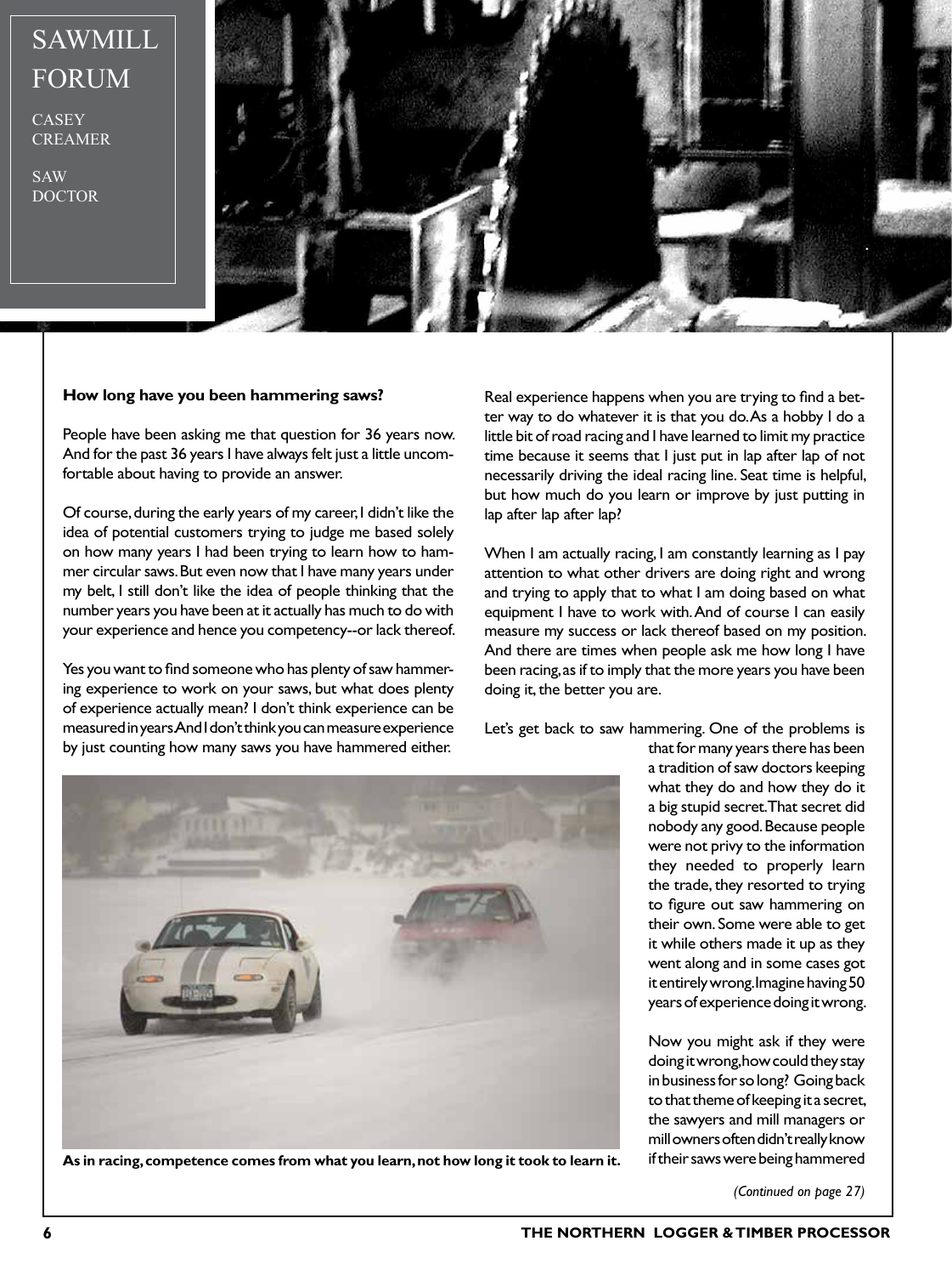# SAWMILL FORUM

CASEY CREAMER

SAW DOCTOR

**How long have you been hammering saws?**

People have been asking me that question for 36 years now. And for the past 36 years I have always felt just a little uncomfortable about having to provide an answer.

Of course, during the early years of my career, I didn't like the idea of potential customers trying to judge me based solely on how many years I had been trying to learn how to hammer circular saws. But even now that I have many years under my belt, I still don't like the idea of people thinking that the number years you have been at it actually has much to do with your experience and hence you competency--or lack thereof.

Yes you want to find someone who has plenty of saw hammering experience to work on your saws, but what does plenty of experience actually mean? I don't think experience can be measured in years. And I don't think you can measure experience by just counting how many saws you have hammered either.

Real experience happens when you are trying to find a better way to do whatever it is that you do. As a hobby I do a little bit of road racing and I have learned to limit my practice time because it seems that I just put in lap after lap of not necessarily driving the ideal racing line. Seat time is helpful, but how much do you learn or improve by just putting in lap after lap after lap?

When I am actually racing, I am constantly learning as I pay attention to what other drivers are doing right and wrong and trying to apply that to what I am doing based on what equipment I have to work with. And of course I can easily measure my success or lack thereof based on my position. And there are times when people ask me how long I have been racing, as if to imply that the more years you have been doing it, the better you are.

Let's get back to saw hammering. One of the problems is that for many years there has been a tradition of saw doctors keeping what they do and how they do it a big stupid secret. That secret did nobody any good. Because people were not privy to the information they needed to properly learn the trade, they resorted to trying to figure out saw hammering on their own. Some were able to get it while others made it up as they went along and in some cases got it entirely wrong. Imagine having 50 years of experience doing it wrong.

**As in racing, competence comes from what you learn, not how long it took to learn it.**

Now you might ask if they were doing it wrong, how could they stay in business for so long? Going back to that theme of keeping it a secret, the sawyers and mill managers or mill owners often didn't really know if their saws were being hammered

*(Continued on page 27)*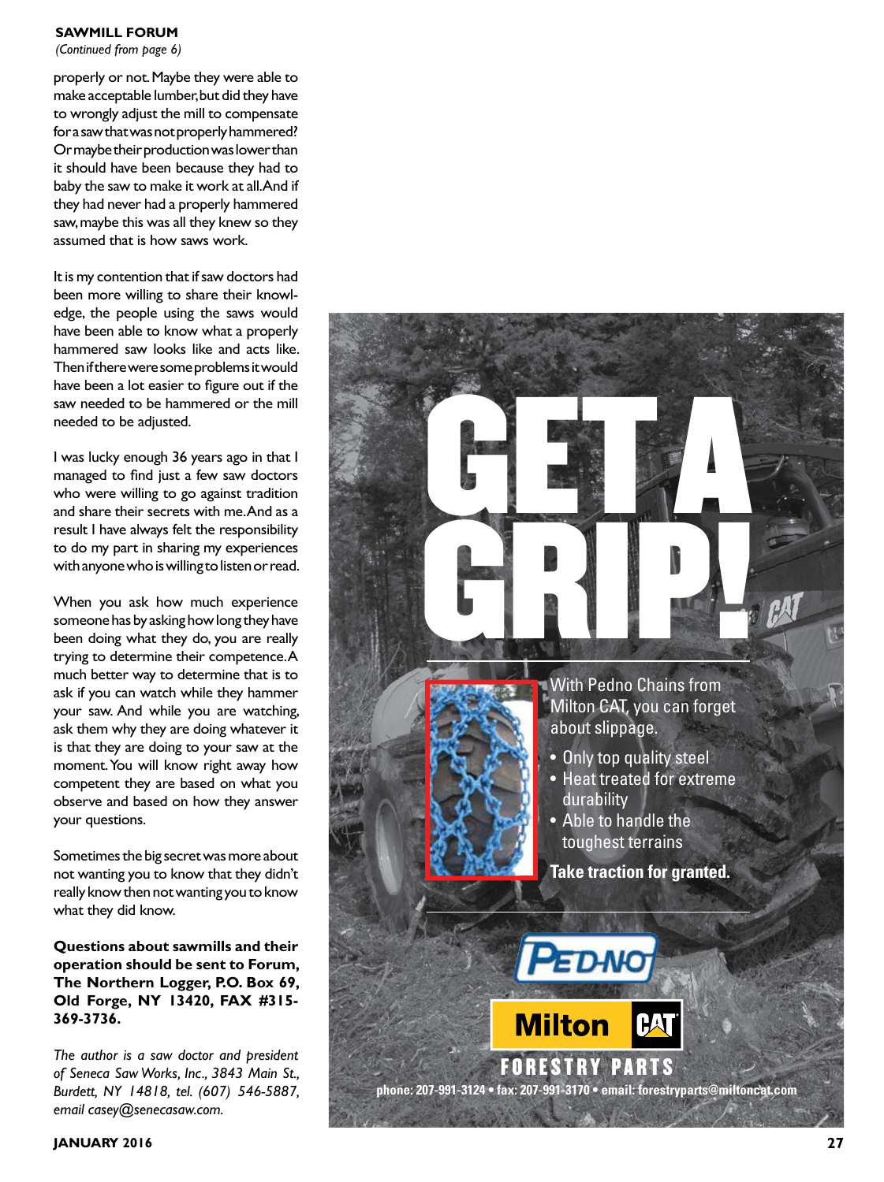**SAWMILL FORUM**

*(Continued from page 6)*

properly or not. Maybe they were able to make acceptable lumber, but did they have to wrongly adjust the mill to compensate for a saw that was not properly hammered? Or maybe their production was lower than it should have been because they had to baby the saw to make it work at all. And if they had never had a properly hammered saw, maybe this was all they knew so they assumed that is how saws work.

It is my contention that if saw doctors had been more willing to share their knowledge, the people using the saws would have been able to know what a properly hammered saw looks like and acts like. Then if there were some problems it would have been a lot easier to figure out if the saw needed to be hammered or the mill needed to be adjusted.

I was lucky enough 36 years ago in that I managed to find just a few saw doctors who were willing to go against tradition and share their secrets with me. And as a result I have always felt the responsibility to do my part in sharing my experiences with anyone who is willing to listen or read.

When you ask how much experience someone has by asking how long they have been doing what they do, you are really trying to determine their competence. A much better way to determine that is to ask if you can watch while they hammer your saw. And while you are watching, ask them why they are doing whatever it is that they are doing to your saw at the moment. You will know right away how competent they are based on what you observe and based on how they answer your questions.

Sometimes the big secret was more about not wanting you to know that they didn't really know then not wanting you to know what they did know.

**Questions about sawmills and their operation should be sent to Forum, The Northern Logger, P.O. Box 69, Old Forge, NY 13420, FAX #315-369-3736.**

*The author is a saw doctor and president of Seneca Saw Works, Inc., 3843 Main St., Burdett, NY 14818, tel. (607) 546-5887, email casey@senecasaw.com.*

# GET A GRIP!

With Pedno Chains from Milton CAT, you can forget about slippage.

- Only top quality steel
- Heat treated for extreme durability
- Able to handle the toughest terrains

**Take traction for granted.**

PEDNO

Milton CAT

FORESTRY PARTS

phone: 207-991-3124 • fax: 207-991-3170 • email: forestryparts@miltoncat.com